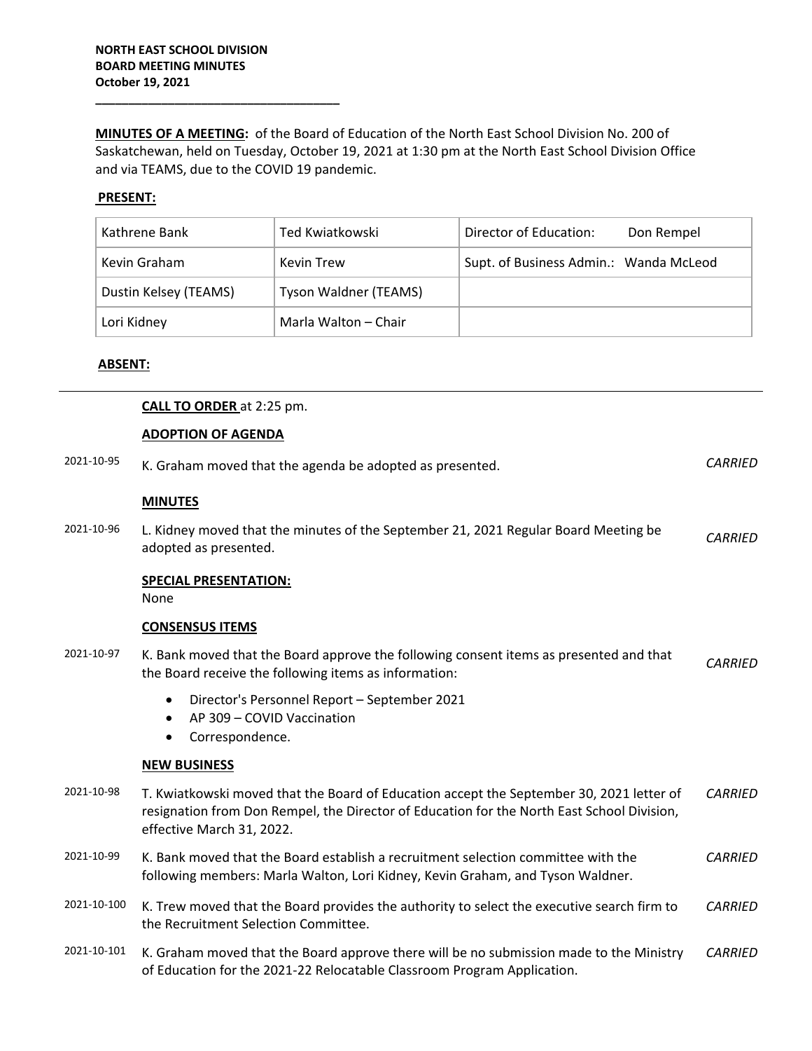**NORTH EAST SCHOOL DIVISION**
**BOARD MEETING MINUTES**
**October 19, 2021**

**MINUTES OF A MEETING:** of the Board of Education of the North East School Division No. 200 of Saskatchewan, held on Tuesday, October 19, 2021 at 1:30 pm at the North East School Division Office and via TEAMS, due to the COVID 19 pandemic.

**PRESENT:**

| | | |
|---|---|---|
| Kathrene Bank | Ted Kwiatkowski | Director of Education: Don Rempel |
| Kevin Graham | Kevin Trew | Supt. of Business Admin.: Wanda McLeod |
| Dustin Kelsey (TEAMS) | Tyson Waldner (TEAMS) | |
| Lori Kidney | Marla Walton – Chair | |

**ABSENT:**

**CALL TO ORDER** at 2:25 pm.

**ADOPTION OF AGENDA**

2021-10-95 K. Graham moved that the agenda be adopted as presented. *CARRIED*

**MINUTES**

2021-10-96 L. Kidney moved that the minutes of the September 21, 2021 Regular Board Meeting be adopted as presented. *CARRIED*

**SPECIAL PRESENTATION:**
None

**CONSENSUS ITEMS**

2021-10-97 K. Bank moved that the Board approve the following consent items as presented and that the Board receive the following items as information: *CARRIED*

- Director's Personnel Report – September 2021
- AP 309 – COVID Vaccination
- Correspondence.

**NEW BUSINESS**

2021-10-98 T. Kwiatkowski moved that the Board of Education accept the September 30, 2021 letter of resignation from Don Rempel, the Director of Education for the North East School Division, effective March 31, 2022. *CARRIED*

2021-10-99 K. Bank moved that the Board establish a recruitment selection committee with the following members: Marla Walton, Lori Kidney, Kevin Graham, and Tyson Waldner. *CARRIED*

2021-10-100 K. Trew moved that the Board provides the authority to select the executive search firm to the Recruitment Selection Committee. *CARRIED*

2021-10-101 K. Graham moved that the Board approve there will be no submission made to the Ministry of Education for the 2021-22 Relocatable Classroom Program Application. *CARRIED*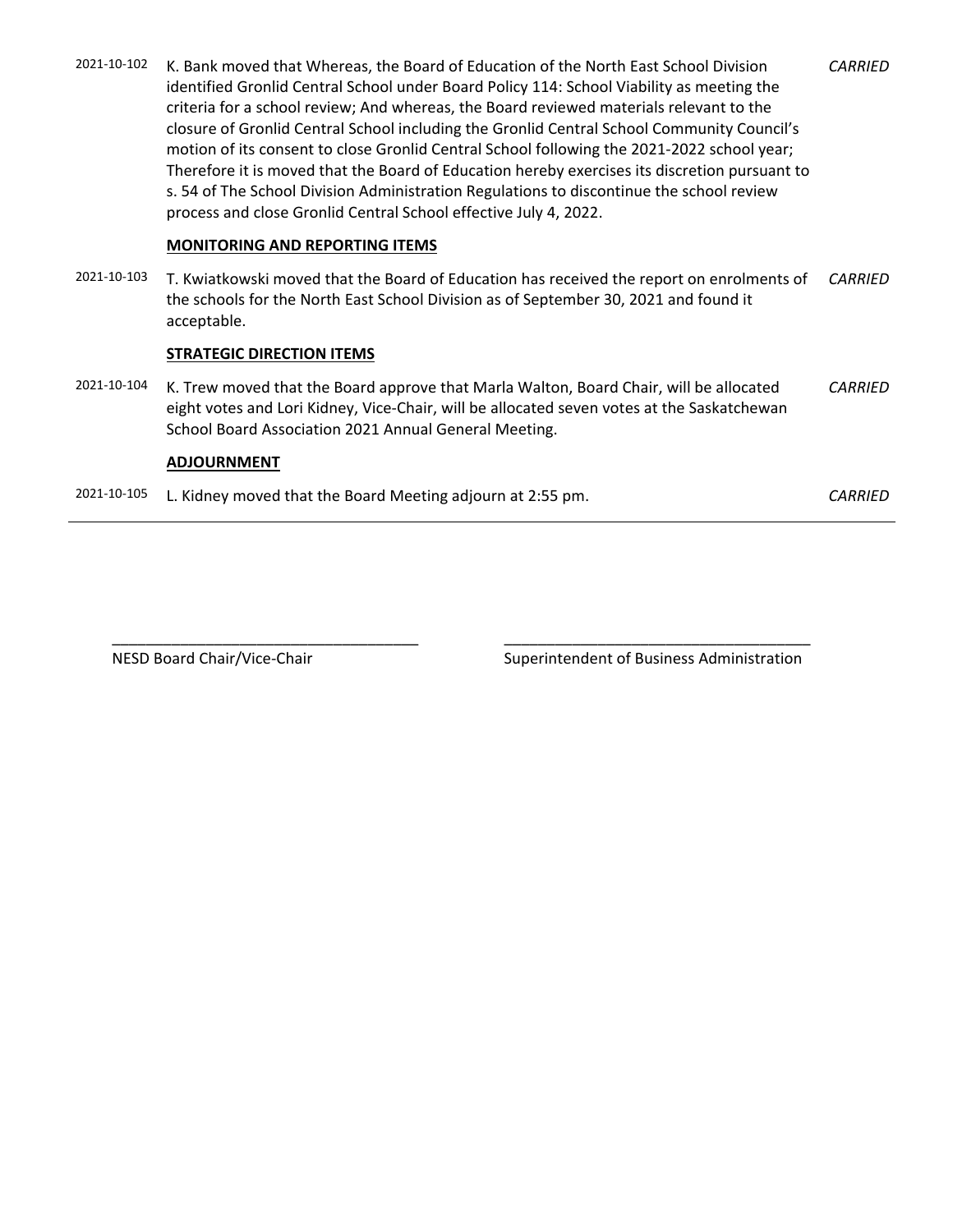| | | |
|---|---|---|
| 2021-10-102 | K. Bank moved that Whereas, the Board of Education of the North East School Division identified Gronlid Central School under Board Policy 114: School Viability as meeting the criteria for a school review; And whereas, the Board reviewed materials relevant to the closure of Gronlid Central School including the Gronlid Central School Community Council's motion of its consent to close Gronlid Central School following the 2021-2022 school year; Therefore it is moved that the Board of Education hereby exercises its discretion pursuant to s. 54 of The School Division Administration Regulations to discontinue the school review process and close Gronlid Central School effective July 4, 2022. | *CARRIED* |
| | **MONITORING AND REPORTING ITEMS** | |
| 2021-10-103 | T. Kwiatkowski moved that the Board of Education has received the report on enrolments of the schools for the North East School Division as of September 30, 2021 and found it acceptable. | *CARRIED* |
| | **STRATEGIC DIRECTION ITEMS** | |
| 2021-10-104 | K. Trew moved that the Board approve that Marla Walton, Board Chair, will be allocated eight votes and Lori Kidney, Vice-Chair, will be allocated seven votes at the Saskatchewan School Board Association 2021 Annual General Meeting. | *CARRIED* |
| | **ADJOURNMENT** | |
| 2021-10-105 | L. Kidney moved that the Board Meeting adjourn at 2:55 pm. | *CARRIED* |

_____________________________________
NESD Board Chair/Vice-Chair

_____________________________________
Superintendent of Business Administration